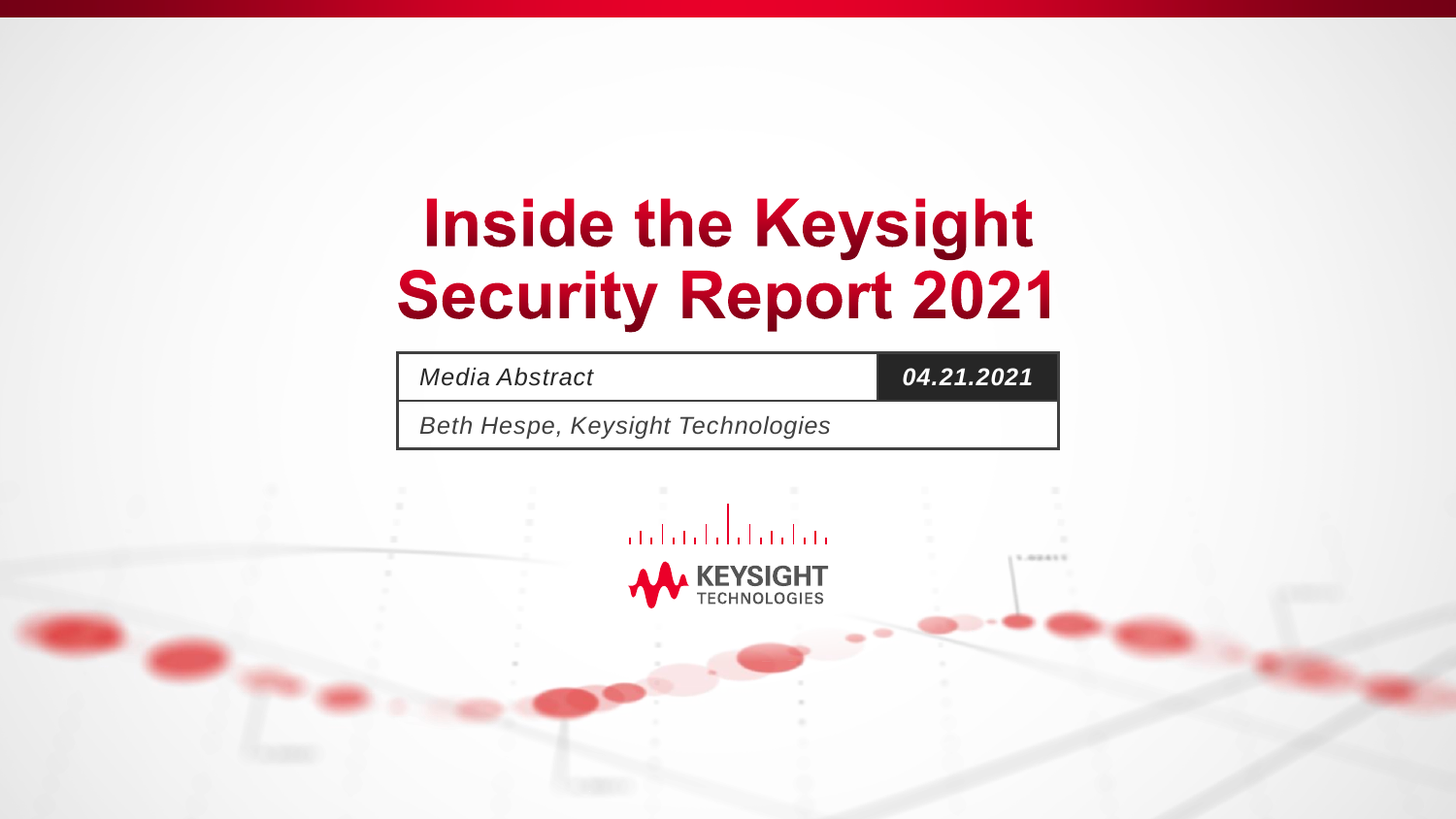# Inside the Keysight Security Report 2021

| *Media Abstract* | ***04.21.2021*** |
| --- | --- |
| *Beth Hespe, Keysight Technologies* | |

KEYSIGHT TECHNOLOGIES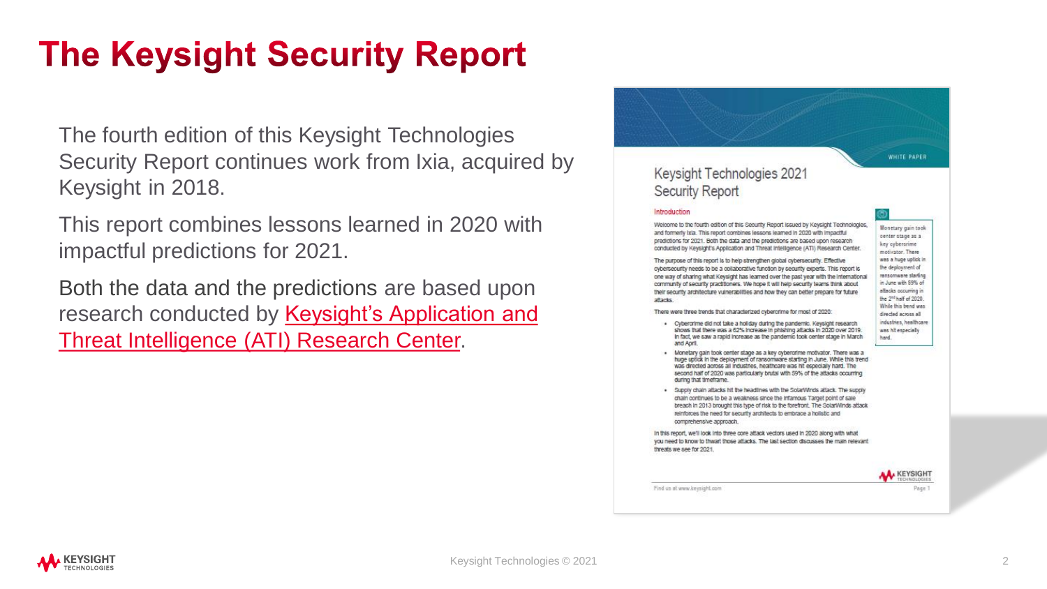# The Keysight Security Report

The fourth edition of this Keysight Technologies Security Report continues work from Ixia, acquired by Keysight in 2018.

This report combines lessons learned in 2020 with impactful predictions for 2021.

Both the data and the predictions are based upon research conducted by Keysight's Application and Threat Intelligence (ATI) Research Center.

WHITE PAPER

## Keysight Technologies 2021 Security Report

### Introduction

Welcome to the fourth edition of this Security Report issued by Keysight Technologies, and formerly Ixia. This report combines lessons learned in 2020 with impactful predictions for 2021. Both the data and the predictions are based upon research conducted by Keysight's Application and Threat Intelligence (ATI) Research Center.

The purpose of this report is to help strengthen global cybersecurity. Effective cybersecurity needs to be a collaborative function by security experts. This report is one way of sharing what Keysight has learned over the past year with the international community of security practitioners. We hope it will help security teams think about their security architecture vulnerabilities and how they can better prepare for future attacks.

There were three trends that characterized cybercrime for most of 2020:

- Cybercrime did not take a holiday during the pandemic. Keysight research shows that there was a 62% increase in phishing attacks in 2020 over 2019. In fact, we saw a rapid increase as the pandemic took center stage in March and April.
- Monetary gain took center stage as a key cybercrime motivator. There was a huge uptick in the deployment of ransomware starting in June. While this trend was directed across all industries, healthcare was hit especially hard. The second half of 2020 was particularly brutal with 59% of the attacks occurring during that timeframe.
- Supply chain attacks hit the headlines with the SolarWinds attack. The supply chain continues to be a weakness since the infamous Target point of sale breach in 2013 brought this type of risk to the forefront. The SolarWinds attack reinforces the need for security architects to embrace a holistic and comprehensive approach.

In this report, we'll look into three core attack vectors used in 2020 along with what you need to know to thwart those attacks. The last section discusses the main relevant threats we see for 2021.

Monetary gain took center stage as a key cybercrime motivator. There was a huge uptick in the deployment of ransomware starting in June with 59% of attacks occurring in the 2nd half of 2020. While this trend was directed across all industries, healthcare was hit especially hard.

Find us at www.keysight.com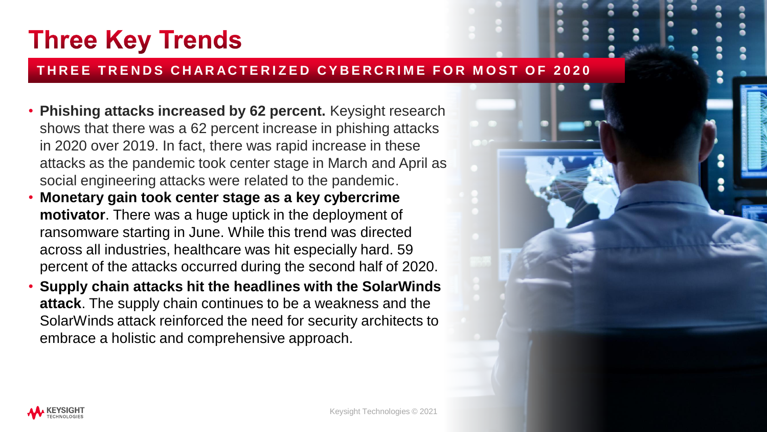# Three Key Trends

## THREE TRENDS CHARACTERIZED CYBERCRIME FOR MOST OF 2020

- **Phishing attacks increased by 62 percent.** Keysight research shows that there was a 62 percent increase in phishing attacks in 2020 over 2019. In fact, there was rapid increase in these attacks as the pandemic took center stage in March and April as social engineering attacks were related to the pandemic.
- **Monetary gain took center stage as a key cybercrime motivator**. There was a huge uptick in the deployment of ransomware starting in June. While this trend was directed across all industries, healthcare was hit especially hard. 59 percent of the attacks occurred during the second half of 2020.
- **Supply chain attacks hit the headlines with the SolarWinds attack**. The supply chain continues to be a weakness and the SolarWinds attack reinforced the need for security architects to embrace a holistic and comprehensive approach.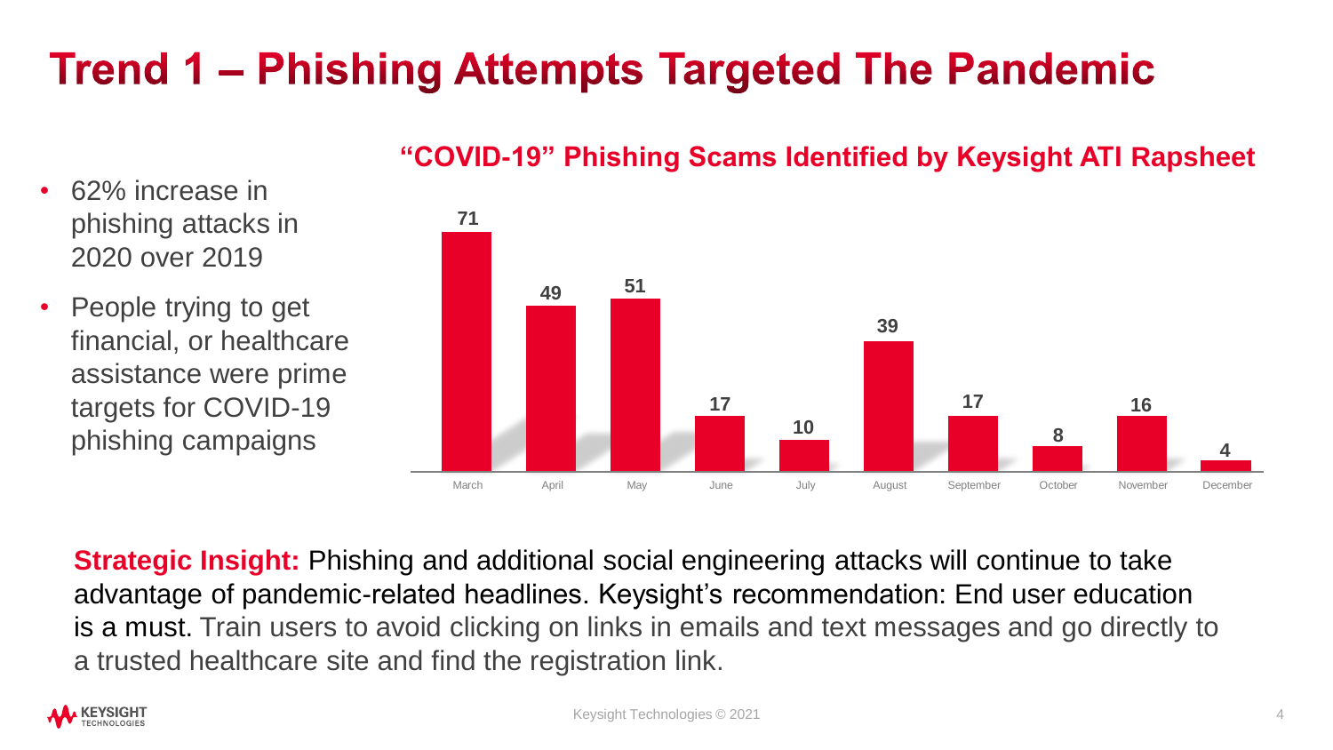# Trend 1 – Phishing Attempts Targeted The Pandemic

- 62% increase in phishing attacks in 2020 over 2019
- People trying to get financial, or healthcare assistance were prime targets for COVID-19 phishing campaigns

**"COVID-19" Phishing Scams Identified by Keysight ATI Rapsheet**

| Month | Scams |
|---|---|
| March | 71 |
| April | 49 |
| May | 51 |
| June | 17 |
| July | 10 |
| August | 39 |
| September | 17 |
| October | 8 |
| November | 16 |
| December | 4 |

**Strategic Insight:** Phishing and additional social engineering attacks will continue to take advantage of pandemic-related headlines. Keysight's recommendation: End user education is a must. Train users to avoid clicking on links in emails and text messages and go directly to a trusted healthcare site and find the registration link.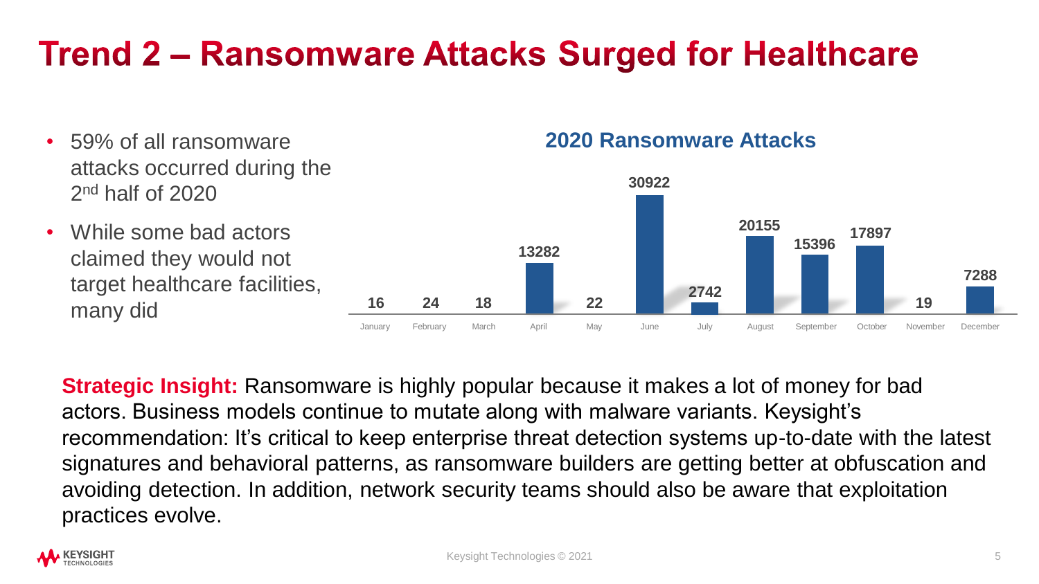# Trend 2 – Ransomware Attacks Surged for Healthcare

- 59% of all ransomware attacks occurred during the 2nd half of 2020
- While some bad actors claimed they would not target healthcare facilities, many did

**2020 Ransomware Attacks**

| Month | Attacks |
| --- | --- |
| January | 16 |
| February | 24 |
| March | 18 |
| April | 13282 |
| May | 22 |
| June | 30922 |
| July | 2742 |
| August | 20155 |
| September | 15396 |
| October | 17897 |
| November | 19 |
| December | 7288 |

**Strategic Insight:** Ransomware is highly popular because it makes a lot of money for bad actors. Business models continue to mutate along with malware variants. Keysight's recommendation: It's critical to keep enterprise threat detection systems up-to-date with the latest signatures and behavioral patterns, as ransomware builders are getting better at obfuscation and avoiding detection. In addition, network security teams should also be aware that exploitation practices evolve.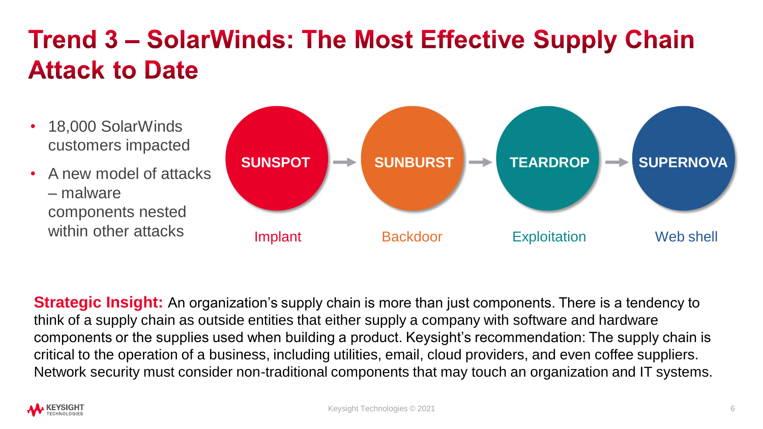# Trend 3 – SolarWinds: The Most Effective Supply Chain Attack to Date

- 18,000 SolarWinds customers impacted
- A new model of attacks – malware components nested within other attacks

**SUNSPOT** → **SUNBURST** → **TEARDROP** → **SUPERNOVA**

| SUNSPOT | SUNBURST | TEARDROP | SUPERNOVA |
| --- | --- | --- | --- |
| Implant | Backdoor | Exploitation | Web shell |

**Strategic Insight:** An organization's supply chain is more than just components. There is a tendency to think of a supply chain as outside entities that either supply a company with software and hardware components or the supplies used when building a product. Keysight's recommendation: The supply chain is critical to the operation of a business, including utilities, email, cloud providers, and even coffee suppliers. Network security must consider non-traditional components that may touch an organization and IT systems.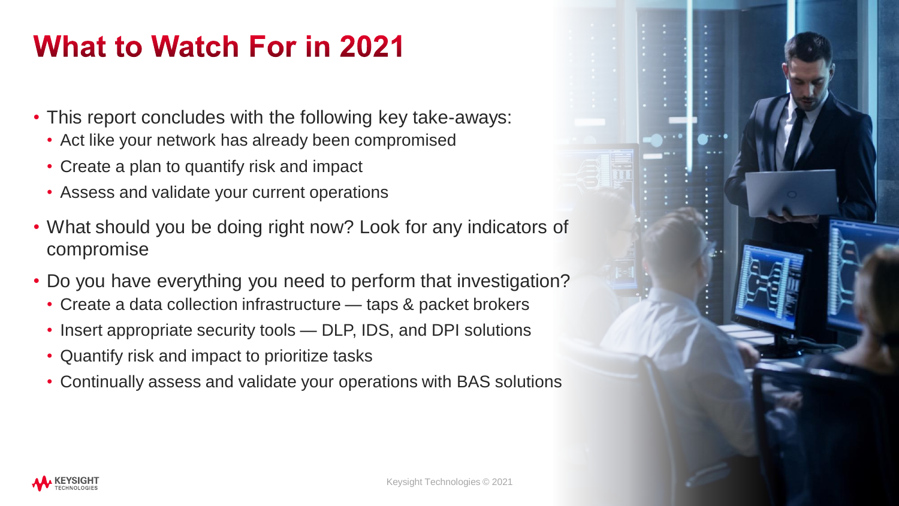# What to Watch For in 2021

- This report concludes with the following key take-aways:
  - Act like your network has already been compromised
  - Create a plan to quantify risk and impact
  - Assess and validate your current operations
- What should you be doing right now? Look for any indicators of compromise
- Do you have everything you need to perform that investigation?
  - Create a data collection infrastructure — taps & packet brokers
  - Insert appropriate security tools — DLP, IDS, and DPI solutions
  - Quantify risk and impact to prioritize tasks
  - Continually assess and validate your operations with BAS solutions